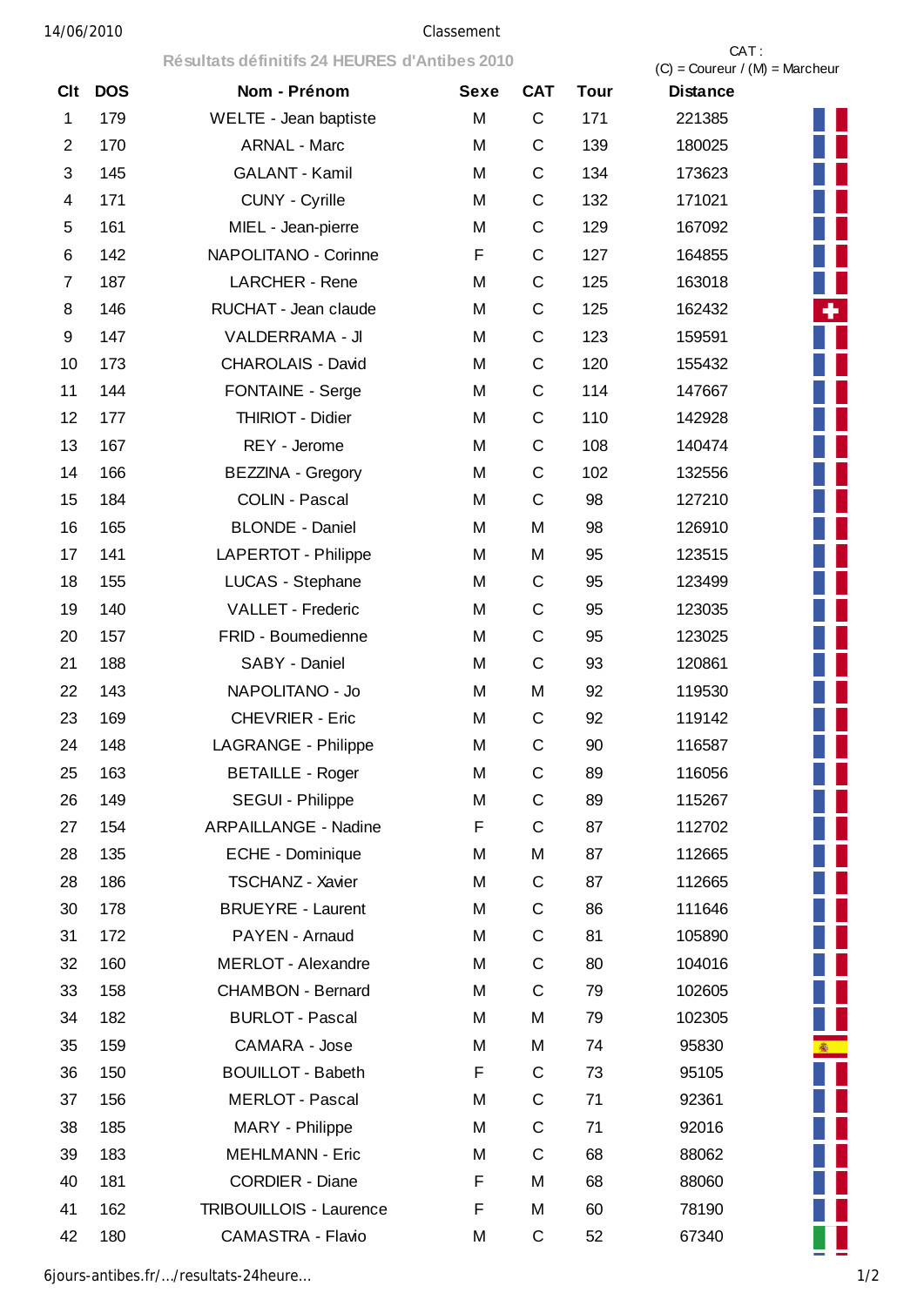14/06/2010 Classement

## Résultats définitifs 24 HEURES d'Antibes 2010

CAT : (C) = Coureur / (M) = Marcheur

| Clt | DOS | Nom - Prénom | Sexe | CAT | Tour | Distance |
|---|---|---|---|---|---|---|
| 1 | 179 | WELTE - Jean baptiste | M | C | 171 | 221385 |
| 2 | 170 | ARNAL - Marc | M | C | 139 | 180025 |
| 3 | 145 | GALANT - Kamil | M | C | 134 | 173623 |
| 4 | 171 | CUNY - Cyrille | M | C | 132 | 171021 |
| 5 | 161 | MIEL - Jean-pierre | M | C | 129 | 167092 |
| 6 | 142 | NAPOLITANO - Corinne | F | C | 127 | 164855 |
| 7 | 187 | LARCHER - Rene | M | C | 125 | 163018 |
| 8 | 146 | RUCHAT - Jean claude | M | C | 125 | 162432 |
| 9 | 147 | VALDERRAMA - Jl | M | C | 123 | 159591 |
| 10 | 173 | CHAROLAIS - David | M | C | 120 | 155432 |
| 11 | 144 | FONTAINE - Serge | M | C | 114 | 147667 |
| 12 | 177 | THIRIOT - Didier | M | C | 110 | 142928 |
| 13 | 167 | REY - Jerome | M | C | 108 | 140474 |
| 14 | 166 | BEZZINA - Gregory | M | C | 102 | 132556 |
| 15 | 184 | COLIN - Pascal | M | C | 98 | 127210 |
| 16 | 165 | BLONDE - Daniel | M | M | 98 | 126910 |
| 17 | 141 | LAPERTOT - Philippe | M | M | 95 | 123515 |
| 18 | 155 | LUCAS - Stephane | M | C | 95 | 123499 |
| 19 | 140 | VALLET - Frederic | M | C | 95 | 123035 |
| 20 | 157 | FRID - Boumedienne | M | C | 95 | 123025 |
| 21 | 188 | SABY - Daniel | M | C | 93 | 120861 |
| 22 | 143 | NAPOLITANO - Jo | M | M | 92 | 119530 |
| 23 | 169 | CHEVRIER - Eric | M | C | 92 | 119142 |
| 24 | 148 | LAGRANGE - Philippe | M | C | 90 | 116587 |
| 25 | 163 | BETAILLE - Roger | M | C | 89 | 116056 |
| 26 | 149 | SEGUI - Philippe | M | C | 89 | 115267 |
| 27 | 154 | ARPAILLANGE - Nadine | F | C | 87 | 112702 |
| 28 | 135 | ECHE - Dominique | M | M | 87 | 112665 |
| 28 | 186 | TSCHANZ - Xavier | M | C | 87 | 112665 |
| 30 | 178 | BRUEYRE - Laurent | M | C | 86 | 111646 |
| 31 | 172 | PAYEN - Arnaud | M | C | 81 | 105890 |
| 32 | 160 | MERLOT - Alexandre | M | C | 80 | 104016 |
| 33 | 158 | CHAMBON - Bernard | M | C | 79 | 102605 |
| 34 | 182 | BURLOT - Pascal | M | M | 79 | 102305 |
| 35 | 159 | CAMARA - Jose | M | M | 74 | 95830 |
| 36 | 150 | BOUILLOT - Babeth | F | C | 73 | 95105 |
| 37 | 156 | MERLOT - Pascal | M | C | 71 | 92361 |
| 38 | 185 | MARY - Philippe | M | C | 71 | 92016 |
| 39 | 183 | MEHLMANN - Eric | M | C | 68 | 88062 |
| 40 | 181 | CORDIER - Diane | F | M | 68 | 88060 |
| 41 | 162 | TRIBOUILLOIS - Laurence | F | M | 60 | 78190 |
| 42 | 180 | CAMASTRA - Flavio | M | C | 52 | 67340 |

6jours-antibes.fr/.../resultats-24heure...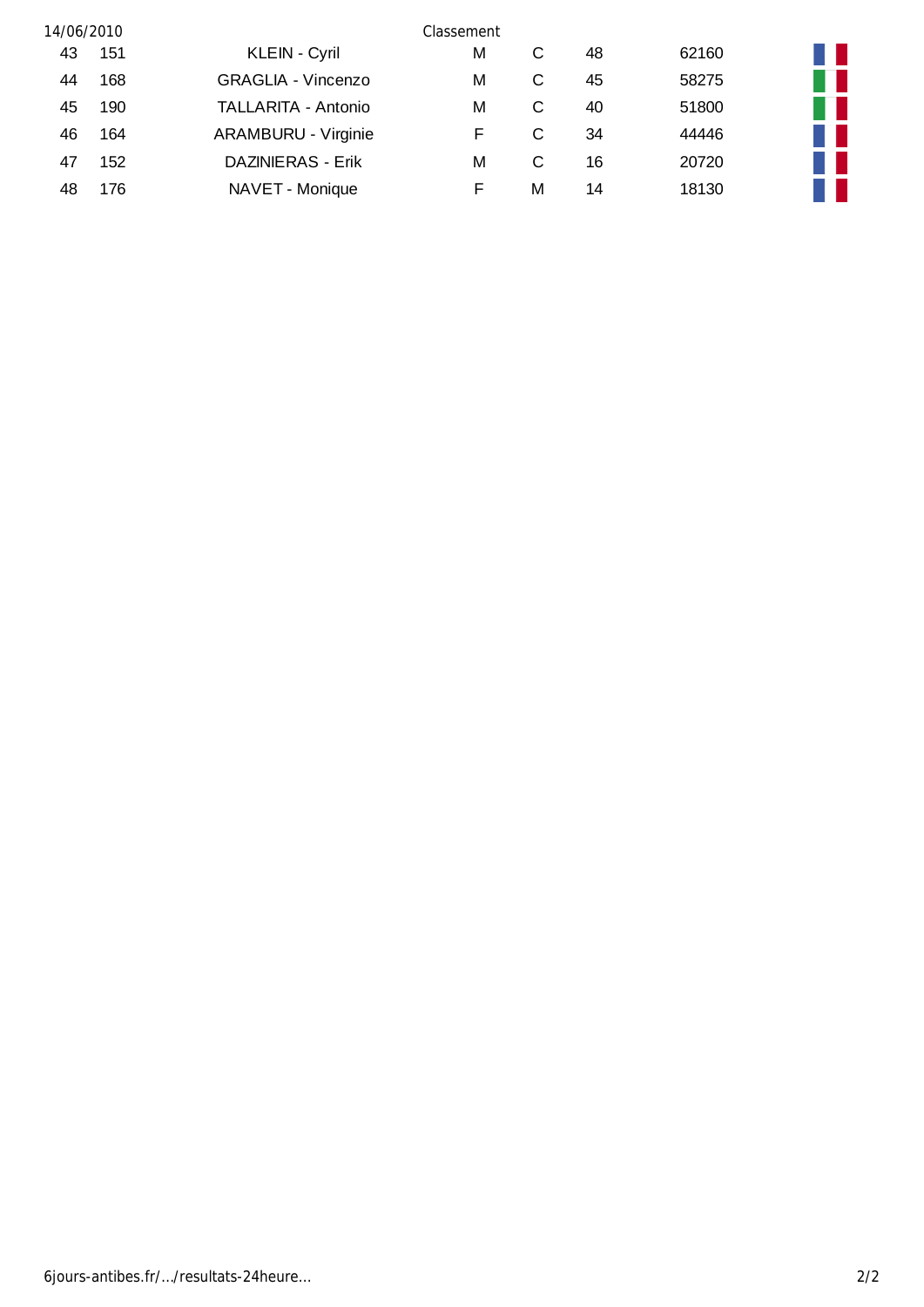| | | | | | | | |
|---|---|---|---|---|---|---|---|
| 43 | 151 | KLEIN - Cyril | M | C | 48 | 62160 | |
| 44 | 168 | GRAGLIA - Vincenzo | M | C | 45 | 58275 | |
| 45 | 190 | TALLARITA - Antonio | M | C | 40 | 51800 | |
| 46 | 164 | ARAMBURU - Virginie | F | C | 34 | 44446 | |
| 47 | 152 | DAZINIERAS - Erik | M | C | 16 | 20720 | |
| 48 | 176 | NAVET - Monique | F | M | 14 | 18130 | |